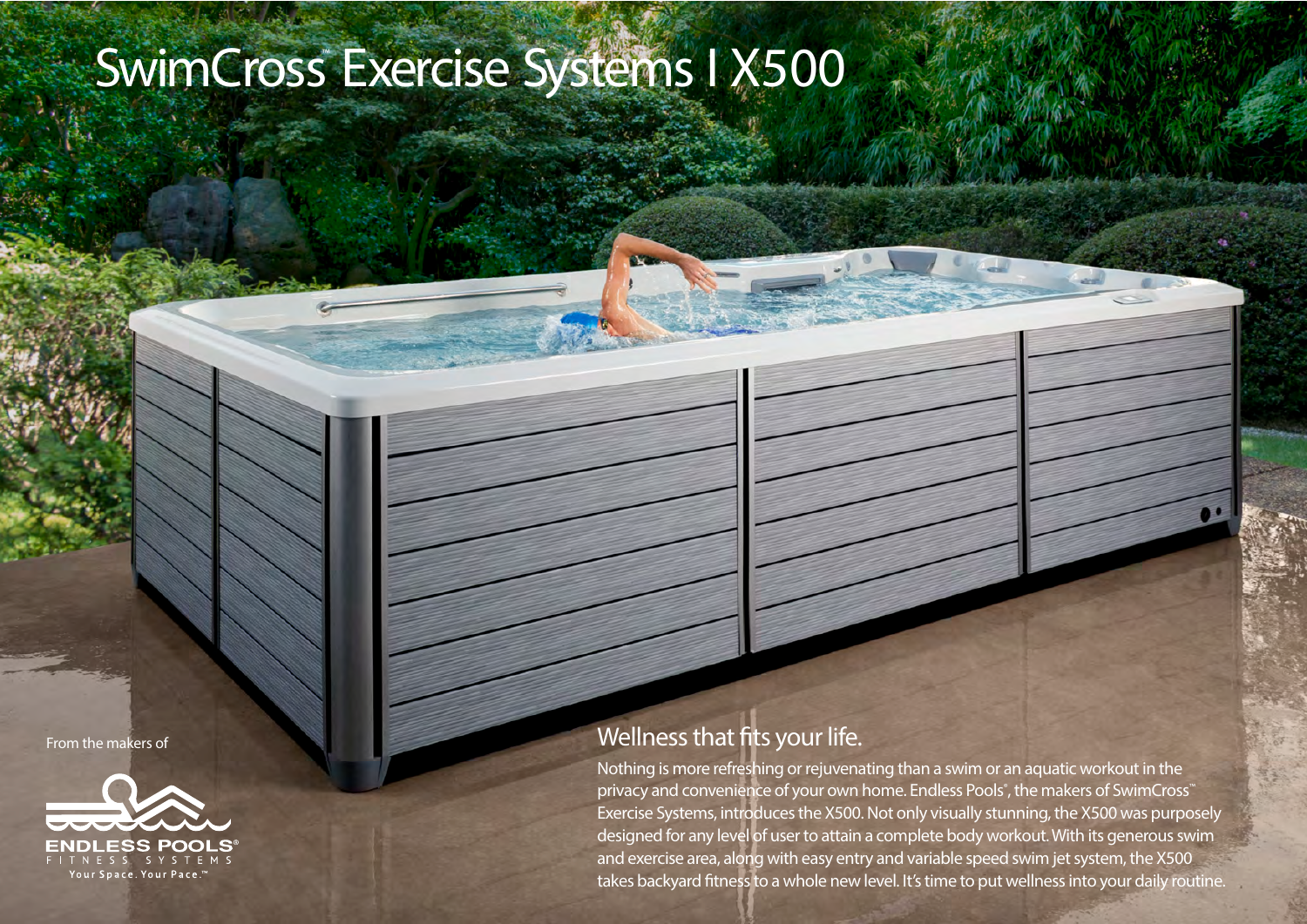# SwimCross™ Exercise Systems I X500

From the makers of

ENDLESS POOLS®
FITNESS SYSTEMS
Your Space. Your Pace.™

## Wellness that fits your life.

Nothing is more refreshing or rejuvenating than a swim or an aquatic workout in the privacy and convenience of your own home. Endless Pools®, the makers of SwimCross™ Exercise Systems, introduces the X500. Not only visually stunning, the X500 was purposely designed for any level of user to attain a complete body workout. With its generous swim and exercise area, along with easy entry and variable speed swim jet system, the X500 takes backyard fitness to a whole new level. It's time to put wellness into your daily routine.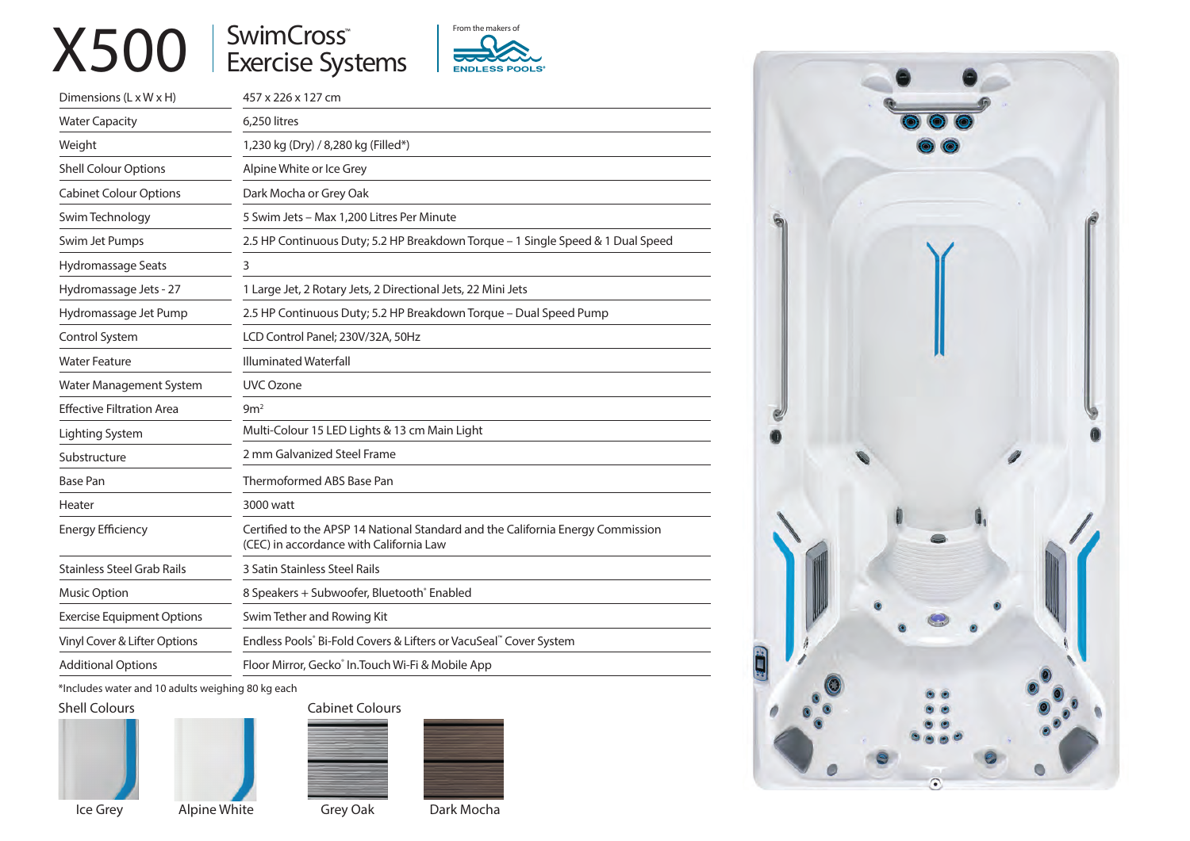# X500 SwimCross™ Exercise Systems

From the makers of ENDLESS POOLS®

| | |
|---|---|
| Dimensions (L x W x H) | 457 x 226 x 127 cm |
| Water Capacity | 6,250 litres |
| Weight | 1,230 kg (Dry) / 8,280 kg (Filled*) |
| Shell Colour Options | Alpine White or Ice Grey |
| Cabinet Colour Options | Dark Mocha or Grey Oak |
| Swim Technology | 5 Swim Jets – Max 1,200 Litres Per Minute |
| Swim Jet Pumps | 2.5 HP Continuous Duty; 5.2 HP Breakdown Torque – 1 Single Speed & 1 Dual Speed |
| Hydromassage Seats | 3 |
| Hydromassage Jets - 27 | 1 Large Jet, 2 Rotary Jets, 2 Directional Jets, 22 Mini Jets |
| Hydromassage Jet Pump | 2.5 HP Continuous Duty; 5.2 HP Breakdown Torque – Dual Speed Pump |
| Control System | LCD Control Panel; 230V/32A, 50Hz |
| Water Feature | Illuminated Waterfall |
| Water Management System | UVC Ozone |
| Effective Filtration Area | 9m² |
| Lighting System | Multi-Colour 15 LED Lights & 13 cm Main Light |
| Substructure | 2 mm Galvanized Steel Frame |
| Base Pan | Thermoformed ABS Base Pan |
| Heater | 3000 watt |
| Energy Efficiency | Certified to the APSP 14 National Standard and the California Energy Commission (CEC) in accordance with California Law |
| Stainless Steel Grab Rails | 3 Satin Stainless Steel Rails |
| Music Option | 8 Speakers + Subwoofer, Bluetooth® Enabled |
| Exercise Equipment Options | Swim Tether and Rowing Kit |
| Vinyl Cover & Lifter Options | Endless Pools® Bi-Fold Covers & Lifters or VacuSeal™ Cover System |
| Additional Options | Floor Mirror, Gecko® In.Touch Wi-Fi & Mobile App |

*Includes water and 10 adults weighing 80 kg each

## Shell Colours

Ice Grey

Alpine White

## Cabinet Colours

Grey Oak

Dark Mocha